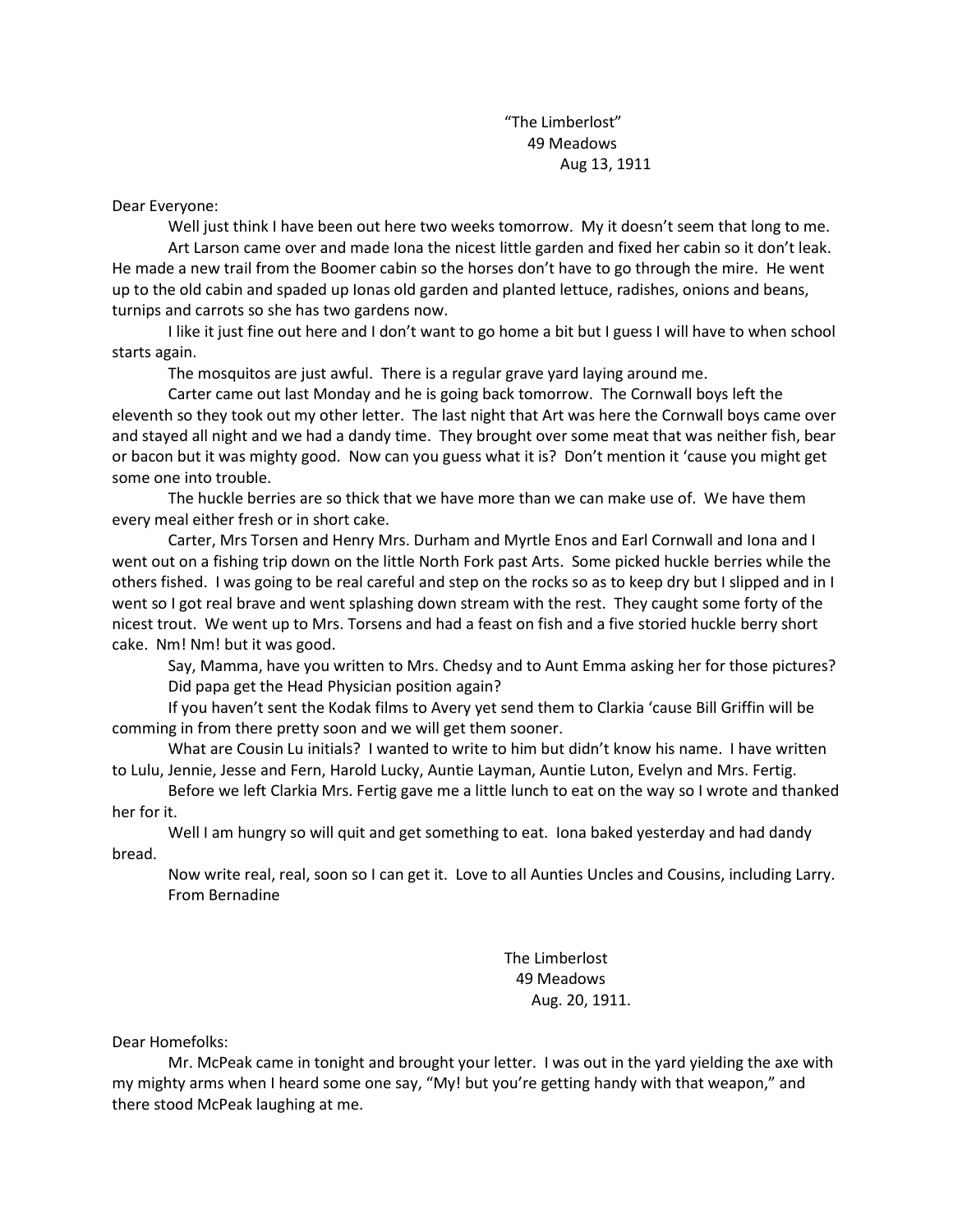"The Limberlost"
49 Meadows
Aug 13, 1911

Dear Everyone:

Well just think I have been out here two weeks tomorrow. My it doesn't seem that long to me.

Art Larson came over and made Iona the nicest little garden and fixed her cabin so it don't leak. He made a new trail from the Boomer cabin so the horses don't have to go through the mire. He went up to the old cabin and spaded up Ionas old garden and planted lettuce, radishes, onions and beans, turnips and carrots so she has two gardens now.

I like it just fine out here and I don't want to go home a bit but I guess I will have to when school starts again.

The mosquitos are just awful. There is a regular grave yard laying around me.

Carter came out last Monday and he is going back tomorrow. The Cornwall boys left the eleventh so they took out my other letter. The last night that Art was here the Cornwall boys came over and stayed all night and we had a dandy time. They brought over some meat that was neither fish, bear or bacon but it was mighty good. Now can you guess what it is? Don't mention it 'cause you might get some one into trouble.

The huckle berries are so thick that we have more than we can make use of. We have them every meal either fresh or in short cake.

Carter, Mrs Torsen and Henry Mrs. Durham and Myrtle Enos and Earl Cornwall and Iona and I went out on a fishing trip down on the little North Fork past Arts. Some picked huckle berries while the others fished. I was going to be real careful and step on the rocks so as to keep dry but I slipped and in I went so I got real brave and went splashing down stream with the rest. They caught some forty of the nicest trout. We went up to Mrs. Torsens and had a feast on fish and a five storied huckle berry short cake. Nm! Nm! but it was good.

Say, Mamma, have you written to Mrs. Chedsy and to Aunt Emma asking her for those pictures?

Did papa get the Head Physician position again?

If you haven't sent the Kodak films to Avery yet send them to Clarkia 'cause Bill Griffin will be comming in from there pretty soon and we will get them sooner.

What are Cousin Lu initials? I wanted to write to him but didn't know his name. I have written to Lulu, Jennie, Jesse and Fern, Harold Lucky, Auntie Layman, Auntie Luton, Evelyn and Mrs. Fertig.

Before we left Clarkia Mrs. Fertig gave me a little lunch to eat on the way so I wrote and thanked her for it.

Well I am hungry so will quit and get something to eat. Iona baked yesterday and had dandy bread.

Now write real, real, soon so I can get it. Love to all Aunties Uncles and Cousins, including Larry.

From Bernadine

The Limberlost
49 Meadows
Aug. 20, 1911.

Dear Homefolks:

Mr. McPeak came in tonight and brought your letter. I was out in the yard yielding the axe with my mighty arms when I heard some one say, "My! but you're getting handy with that weapon," and there stood McPeak laughing at me.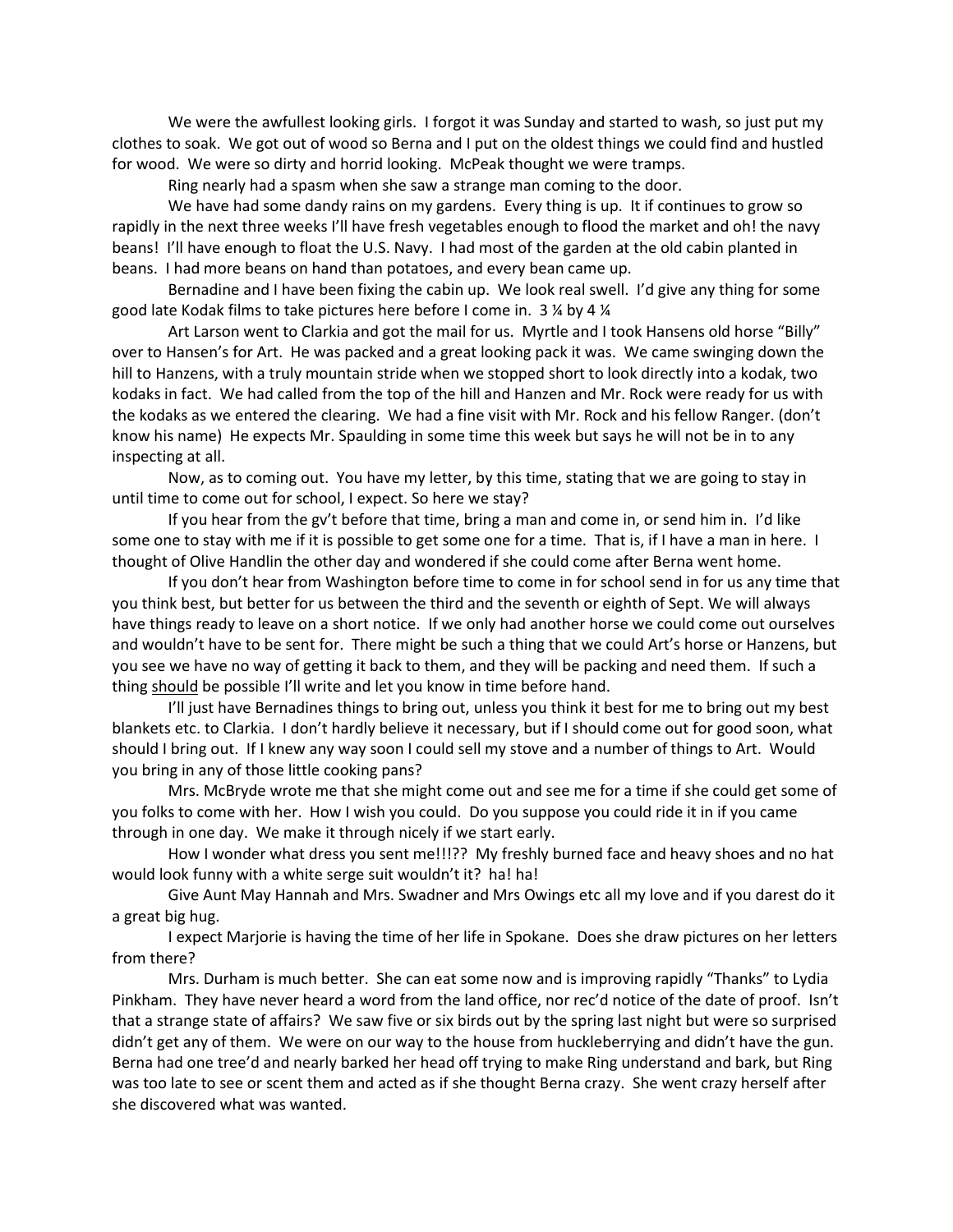We were the awfullest looking girls. I forgot it was Sunday and started to wash, so just put my clothes to soak. We got out of wood so Berna and I put on the oldest things we could find and hustled for wood. We were so dirty and horrid looking. McPeak thought we were tramps.

Ring nearly had a spasm when she saw a strange man coming to the door.

We have had some dandy rains on my gardens. Every thing is up. It if continues to grow so rapidly in the next three weeks I'll have fresh vegetables enough to flood the market and oh! the navy beans! I'll have enough to float the U.S. Navy. I had most of the garden at the old cabin planted in beans. I had more beans on hand than potatoes, and every bean came up.

Bernadine and I have been fixing the cabin up. We look real swell. I'd give any thing for some good late Kodak films to take pictures here before I come in. 3 ¼ by 4 ¼

Art Larson went to Clarkia and got the mail for us. Myrtle and I took Hansens old horse "Billy" over to Hansen's for Art. He was packed and a great looking pack it was. We came swinging down the hill to Hanzens, with a truly mountain stride when we stopped short to look directly into a kodak, two kodaks in fact. We had called from the top of the hill and Hanzen and Mr. Rock were ready for us with the kodaks as we entered the clearing. We had a fine visit with Mr. Rock and his fellow Ranger. (don't know his name) He expects Mr. Spaulding in some time this week but says he will not be in to any inspecting at all.

Now, as to coming out. You have my letter, by this time, stating that we are going to stay in until time to come out for school, I expect. So here we stay?

If you hear from the gv't before that time, bring a man and come in, or send him in. I'd like some one to stay with me if it is possible to get some one for a time. That is, if I have a man in here. I thought of Olive Handlin the other day and wondered if she could come after Berna went home.

If you don't hear from Washington before time to come in for school send in for us any time that you think best, but better for us between the third and the seventh or eighth of Sept. We will always have things ready to leave on a short notice. If we only had another horse we could come out ourselves and wouldn't have to be sent for. There might be such a thing that we could Art's horse or Hanzens, but you see we have no way of getting it back to them, and they will be packing and need them. If such a thing <u>should</u> be possible I'll write and let you know in time before hand.

I'll just have Bernadines things to bring out, unless you think it best for me to bring out my best blankets etc. to Clarkia. I don't hardly believe it necessary, but if I should come out for good soon, what should I bring out. If I knew any way soon I could sell my stove and a number of things to Art. Would you bring in any of those little cooking pans?

Mrs. McBryde wrote me that she might come out and see me for a time if she could get some of you folks to come with her. How I wish you could. Do you suppose you could ride it in if you came through in one day. We make it through nicely if we start early.

How I wonder what dress you sent me!!!?? My freshly burned face and heavy shoes and no hat would look funny with a white serge suit wouldn't it? ha! ha!

Give Aunt May Hannah and Mrs. Swadner and Mrs Owings etc all my love and if you darest do it a great big hug.

I expect Marjorie is having the time of her life in Spokane. Does she draw pictures on her letters from there?

Mrs. Durham is much better. She can eat some now and is improving rapidly "Thanks" to Lydia Pinkham. They have never heard a word from the land office, nor rec'd notice of the date of proof. Isn't that a strange state of affairs? We saw five or six birds out by the spring last night but were so surprised didn't get any of them. We were on our way to the house from huckleberrying and didn't have the gun. Berna had one tree'd and nearly barked her head off trying to make Ring understand and bark, but Ring was too late to see or scent them and acted as if she thought Berna crazy. She went crazy herself after she discovered what was wanted.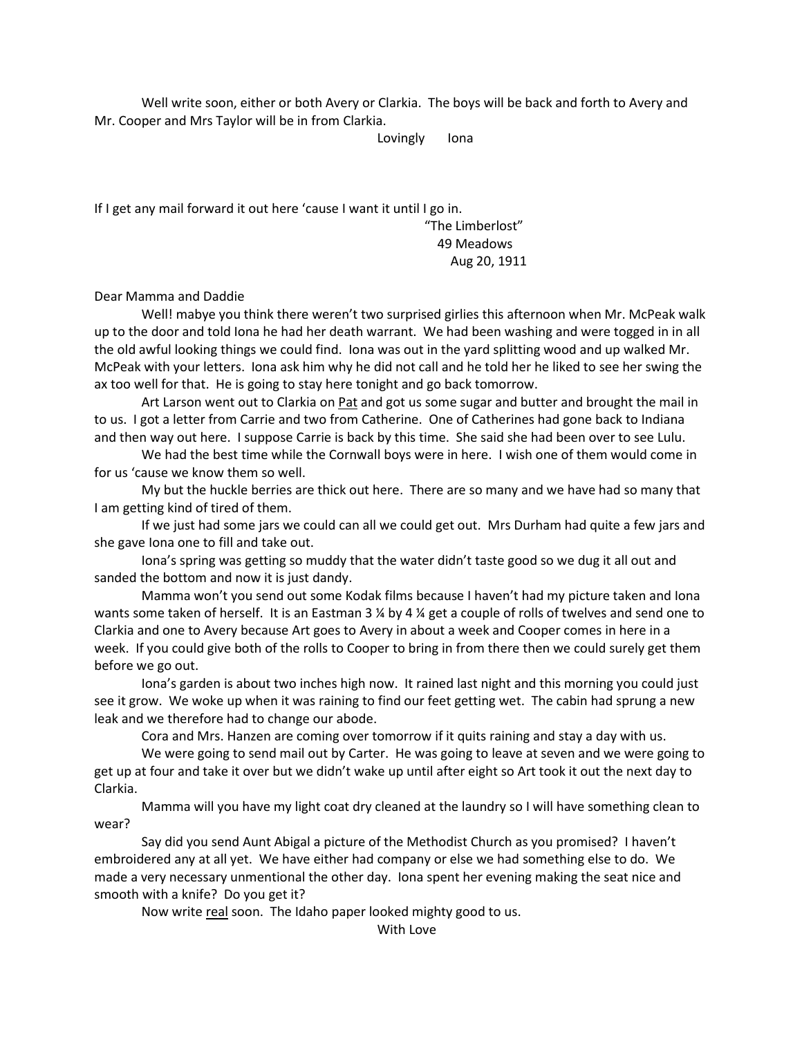Well write soon, either or both Avery or Clarkia. The boys will be back and forth to Avery and Mr. Cooper and Mrs Taylor will be in from Clarkia.

Lovingly Iona

If I get any mail forward it out here 'cause I want it until I go in.

"The Limberlost"
49 Meadows
Aug 20, 1911

Dear Mamma and Daddie

Well! mabye you think there weren't two surprised girlies this afternoon when Mr. McPeak walk up to the door and told Iona he had her death warrant. We had been washing and were togged in in all the old awful looking things we could find. Iona was out in the yard splitting wood and up walked Mr. McPeak with your letters. Iona ask him why he did not call and he told her he liked to see her swing the ax too well for that. He is going to stay here tonight and go back tomorrow.

Art Larson went out to Clarkia on Pat and got us some sugar and butter and brought the mail in to us. I got a letter from Carrie and two from Catherine. One of Catherines had gone back to Indiana and then way out here. I suppose Carrie is back by this time. She said she had been over to see Lulu.

We had the best time while the Cornwall boys were in here. I wish one of them would come in for us 'cause we know them so well.

My but the huckle berries are thick out here. There are so many and we have had so many that I am getting kind of tired of them.

If we just had some jars we could can all we could get out. Mrs Durham had quite a few jars and she gave Iona one to fill and take out.

Iona's spring was getting so muddy that the water didn't taste good so we dug it all out and sanded the bottom and now it is just dandy.

Mamma won't you send out some Kodak films because I haven't had my picture taken and Iona wants some taken of herself. It is an Eastman 3 ¼ by 4 ¼ get a couple of rolls of twelves and send one to Clarkia and one to Avery because Art goes to Avery in about a week and Cooper comes in here in a week. If you could give both of the rolls to Cooper to bring in from there then we could surely get them before we go out.

Iona's garden is about two inches high now. It rained last night and this morning you could just see it grow. We woke up when it was raining to find our feet getting wet. The cabin had sprung a new leak and we therefore had to change our abode.

Cora and Mrs. Hanzen are coming over tomorrow if it quits raining and stay a day with us.

We were going to send mail out by Carter. He was going to leave at seven and we were going to get up at four and take it over but we didn't wake up until after eight so Art took it out the next day to Clarkia.

Mamma will you have my light coat dry cleaned at the laundry so I will have something clean to wear?

Say did you send Aunt Abigal a picture of the Methodist Church as you promised? I haven't embroidered any at all yet. We have either had company or else we had something else to do. We made a very necessary unmentional the other day. Iona spent her evening making the seat nice and smooth with a knife? Do you get it?

Now write real soon. The Idaho paper looked mighty good to us.

With Love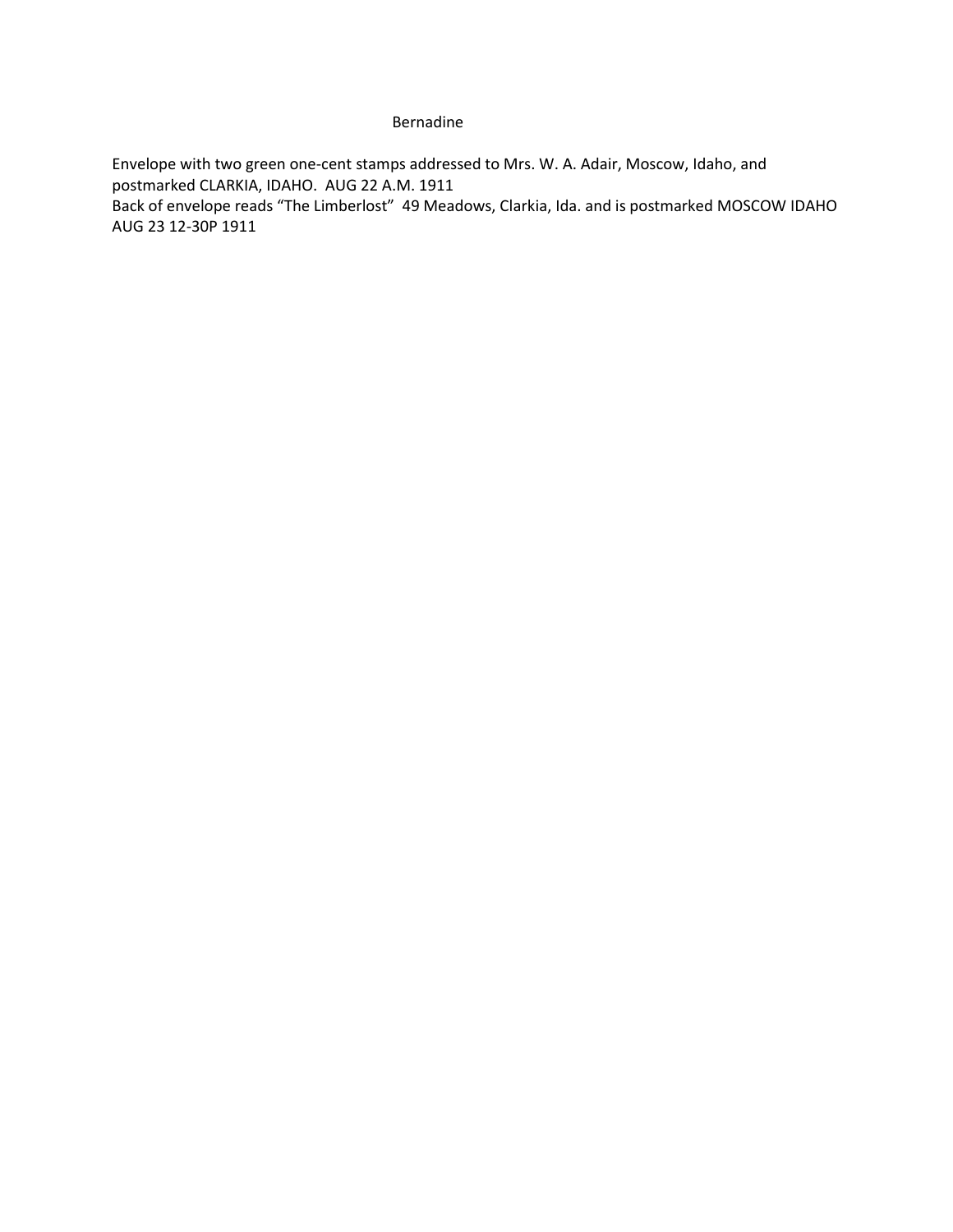Bernadine

Envelope with two green one-cent stamps addressed to Mrs. W. A. Adair, Moscow, Idaho, and postmarked CLARKIA, IDAHO. AUG 22 A.M. 1911
Back of envelope reads "The Limberlost" 49 Meadows, Clarkia, Ida. and is postmarked MOSCOW IDAHO AUG 23 12-30P 1911